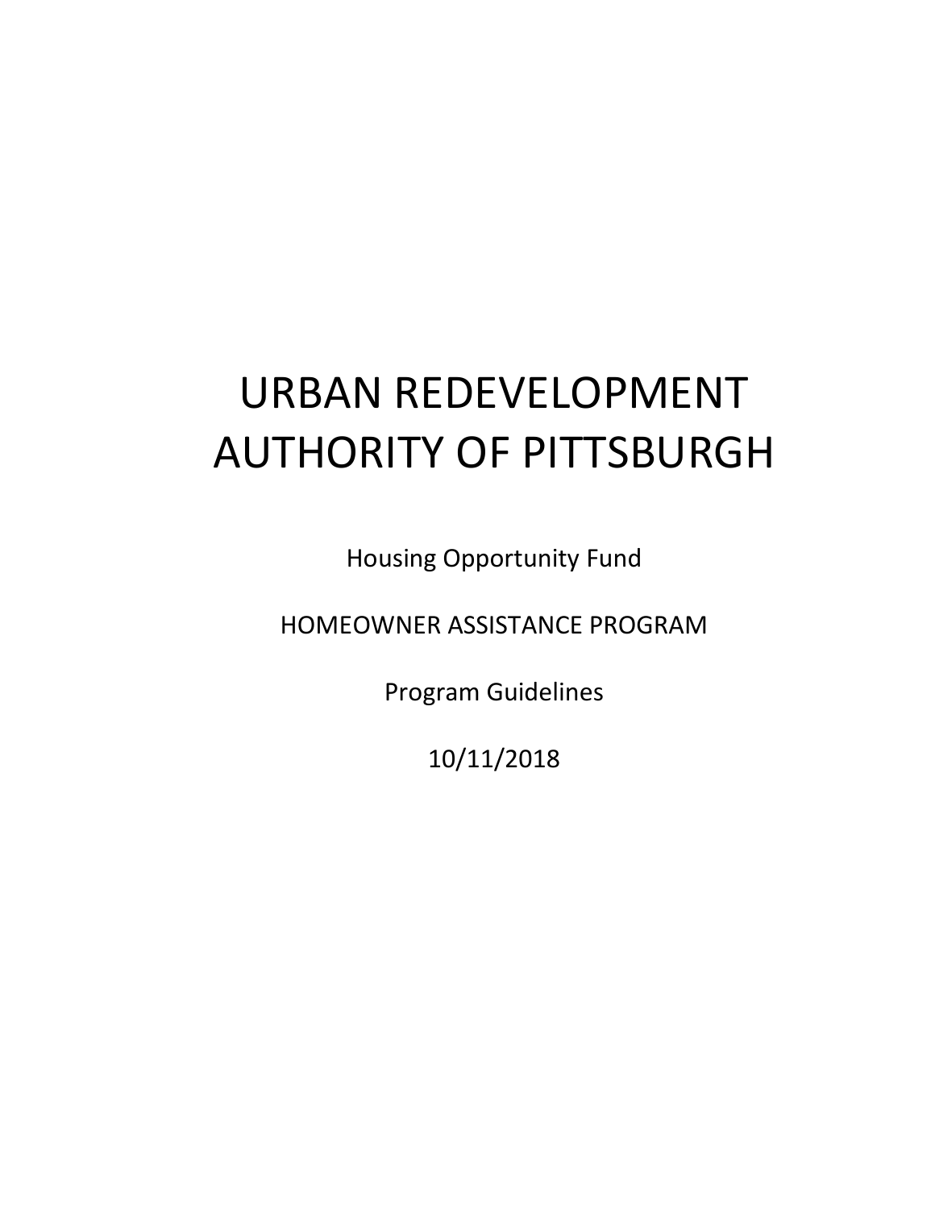# URBAN REDEVELOPMENT AUTHORITY OF PITTSBURGH

Housing Opportunity Fund

HOMEOWNER ASSISTANCE PROGRAM

Program Guidelines

10/11/2018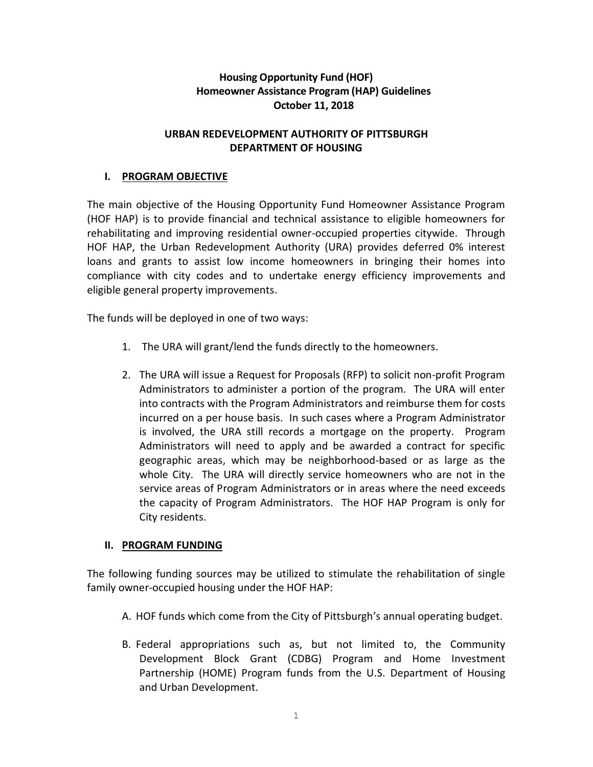**Housing Opportunity Fund (HOF)**
**Homeowner Assistance Program (HAP) Guidelines**
**October 11, 2018**

**URBAN REDEVELOPMENT AUTHORITY OF PITTSBURGH**
**DEPARTMENT OF HOUSING**

## I. PROGRAM OBJECTIVE

The main objective of the Housing Opportunity Fund Homeowner Assistance Program (HOF HAP) is to provide financial and technical assistance to eligible homeowners for rehabilitating and improving residential owner-occupied properties citywide. Through HOF HAP, the Urban Redevelopment Authority (URA) provides deferred 0% interest loans and grants to assist low income homeowners in bringing their homes into compliance with city codes and to undertake energy efficiency improvements and eligible general property improvements.

The funds will be deployed in one of two ways:

1. The URA will grant/lend the funds directly to the homeowners.

2. The URA will issue a Request for Proposals (RFP) to solicit non-profit Program Administrators to administer a portion of the program. The URA will enter into contracts with the Program Administrators and reimburse them for costs incurred on a per house basis. In such cases where a Program Administrator is involved, the URA still records a mortgage on the property. Program Administrators will need to apply and be awarded a contract for specific geographic areas, which may be neighborhood-based or as large as the whole City. The URA will directly service homeowners who are not in the service areas of Program Administrators or in areas where the need exceeds the capacity of Program Administrators. The HOF HAP Program is only for City residents.

## II. PROGRAM FUNDING

The following funding sources may be utilized to stimulate the rehabilitation of single family owner-occupied housing under the HOF HAP:

A. HOF funds which come from the City of Pittsburgh's annual operating budget.

B. Federal appropriations such as, but not limited to, the Community Development Block Grant (CDBG) Program and Home Investment Partnership (HOME) Program funds from the U.S. Department of Housing and Urban Development.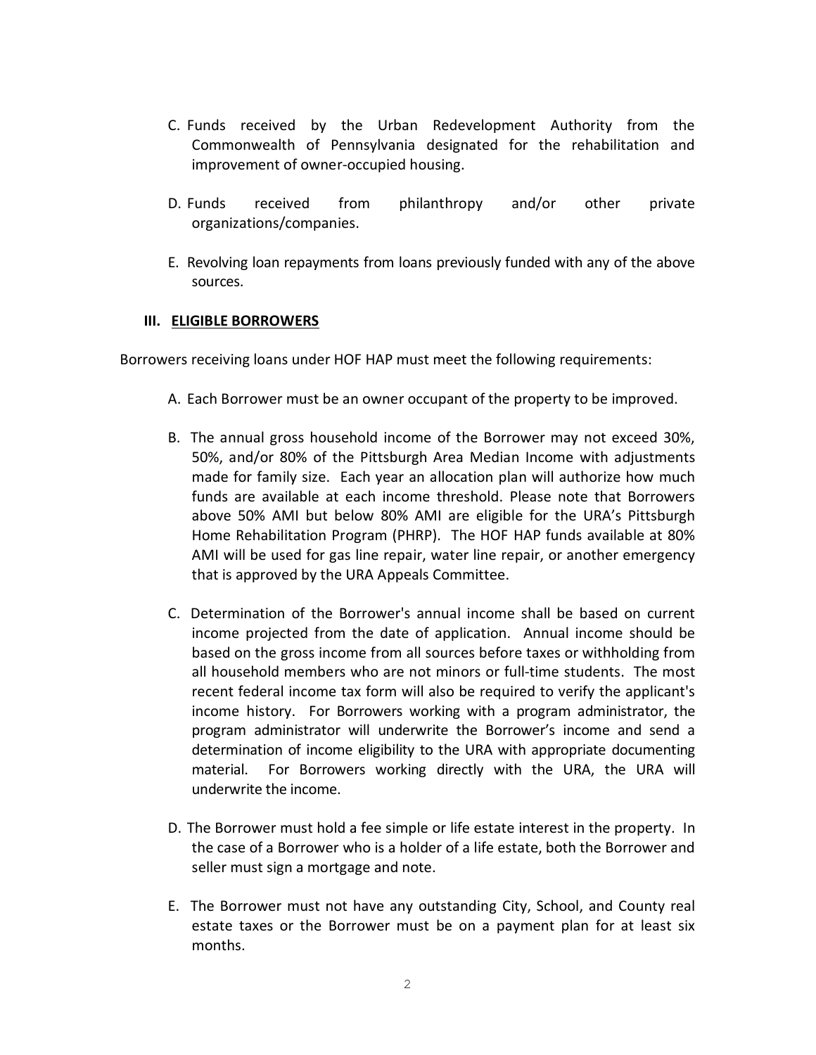C. Funds received by the Urban Redevelopment Authority from the Commonwealth of Pennsylvania designated for the rehabilitation and improvement of owner-occupied housing.

D. Funds received from philanthropy and/or other private organizations/companies.

E. Revolving loan repayments from loans previously funded with any of the above sources.

## III. ELIGIBLE BORROWERS

Borrowers receiving loans under HOF HAP must meet the following requirements:

A. Each Borrower must be an owner occupant of the property to be improved.

B. The annual gross household income of the Borrower may not exceed 30%, 50%, and/or 80% of the Pittsburgh Area Median Income with adjustments made for family size. Each year an allocation plan will authorize how much funds are available at each income threshold. Please note that Borrowers above 50% AMI but below 80% AMI are eligible for the URA's Pittsburgh Home Rehabilitation Program (PHRP). The HOF HAP funds available at 80% AMI will be used for gas line repair, water line repair, or another emergency that is approved by the URA Appeals Committee.

C. Determination of the Borrower's annual income shall be based on current income projected from the date of application. Annual income should be based on the gross income from all sources before taxes or withholding from all household members who are not minors or full-time students. The most recent federal income tax form will also be required to verify the applicant's income history. For Borrowers working with a program administrator, the program administrator will underwrite the Borrower's income and send a determination of income eligibility to the URA with appropriate documenting material. For Borrowers working directly with the URA, the URA will underwrite the income.

D. The Borrower must hold a fee simple or life estate interest in the property. In the case of a Borrower who is a holder of a life estate, both the Borrower and seller must sign a mortgage and note.

E. The Borrower must not have any outstanding City, School, and County real estate taxes or the Borrower must be on a payment plan for at least six months.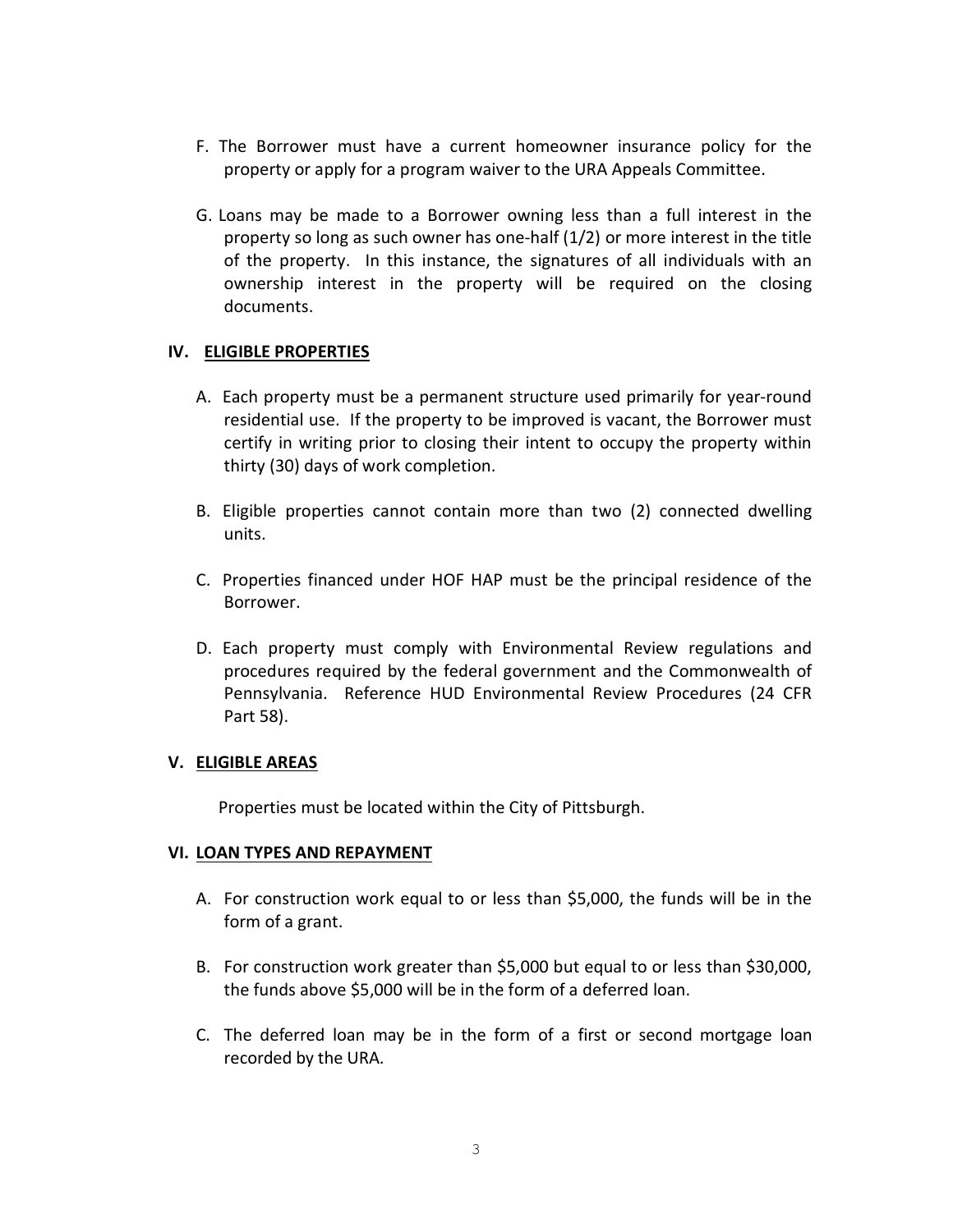F. The Borrower must have a current homeowner insurance policy for the property or apply for a program waiver to the URA Appeals Committee.

G. Loans may be made to a Borrower owning less than a full interest in the property so long as such owner has one-half (1/2) or more interest in the title of the property. In this instance, the signatures of all individuals with an ownership interest in the property will be required on the closing documents.

## IV. <u>ELIGIBLE PROPERTIES</u>

A. Each property must be a permanent structure used primarily for year-round residential use. If the property to be improved is vacant, the Borrower must certify in writing prior to closing their intent to occupy the property within thirty (30) days of work completion.

B. Eligible properties cannot contain more than two (2) connected dwelling units.

C. Properties financed under HOF HAP must be the principal residence of the Borrower.

D. Each property must comply with Environmental Review regulations and procedures required by the federal government and the Commonwealth of Pennsylvania. Reference HUD Environmental Review Procedures (24 CFR Part 58).

## V. <u>ELIGIBLE AREAS</u>

Properties must be located within the City of Pittsburgh.

## VI. <u>LOAN TYPES AND REPAYMENT</u>

A. For construction work equal to or less than $5,000, the funds will be in the form of a grant.

B. For construction work greater than $5,000 but equal to or less than $30,000, the funds above $5,000 will be in the form of a deferred loan.

C. The deferred loan may be in the form of a first or second mortgage loan recorded by the URA.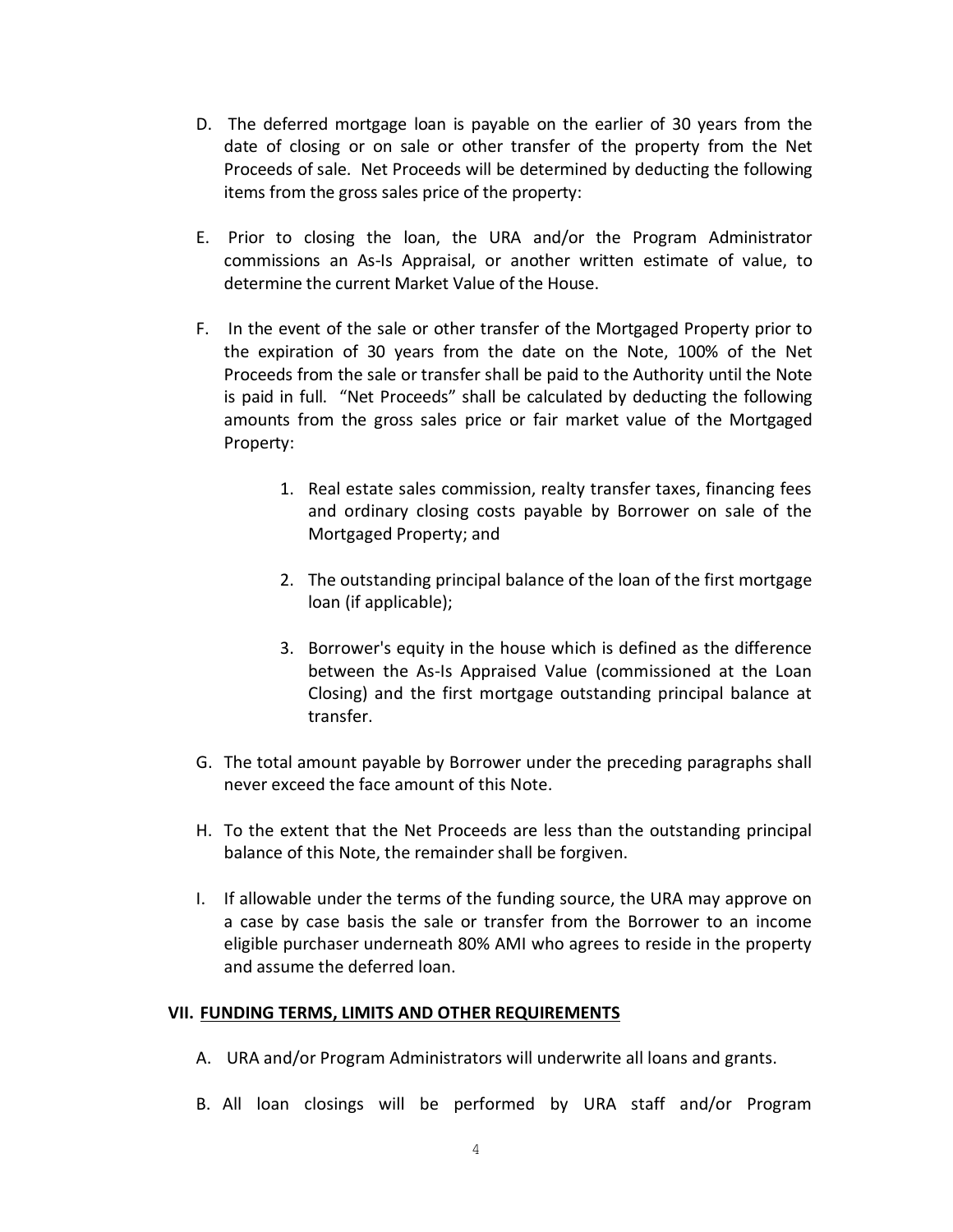D. The deferred mortgage loan is payable on the earlier of 30 years from the date of closing or on sale or other transfer of the property from the Net Proceeds of sale. Net Proceeds will be determined by deducting the following items from the gross sales price of the property:

E. Prior to closing the loan, the URA and/or the Program Administrator commissions an As-Is Appraisal, or another written estimate of value, to determine the current Market Value of the House.

F. In the event of the sale or other transfer of the Mortgaged Property prior to the expiration of 30 years from the date on the Note, 100% of the Net Proceeds from the sale or transfer shall be paid to the Authority until the Note is paid in full. "Net Proceeds" shall be calculated by deducting the following amounts from the gross sales price or fair market value of the Mortgaged Property:

   1. Real estate sales commission, realty transfer taxes, financing fees and ordinary closing costs payable by Borrower on sale of the Mortgaged Property; and

   2. The outstanding principal balance of the loan of the first mortgage loan (if applicable);

   3. Borrower's equity in the house which is defined as the difference between the As-Is Appraised Value (commissioned at the Loan Closing) and the first mortgage outstanding principal balance at transfer.

G. The total amount payable by Borrower under the preceding paragraphs shall never exceed the face amount of this Note.

H. To the extent that the Net Proceeds are less than the outstanding principal balance of this Note, the remainder shall be forgiven.

I. If allowable under the terms of the funding source, the URA may approve on a case by case basis the sale or transfer from the Borrower to an income eligible purchaser underneath 80% AMI who agrees to reside in the property and assume the deferred loan.

## VII. FUNDING TERMS, LIMITS AND OTHER REQUIREMENTS

A. URA and/or Program Administrators will underwrite all loans and grants.

B. All loan closings will be performed by URA staff and/or Program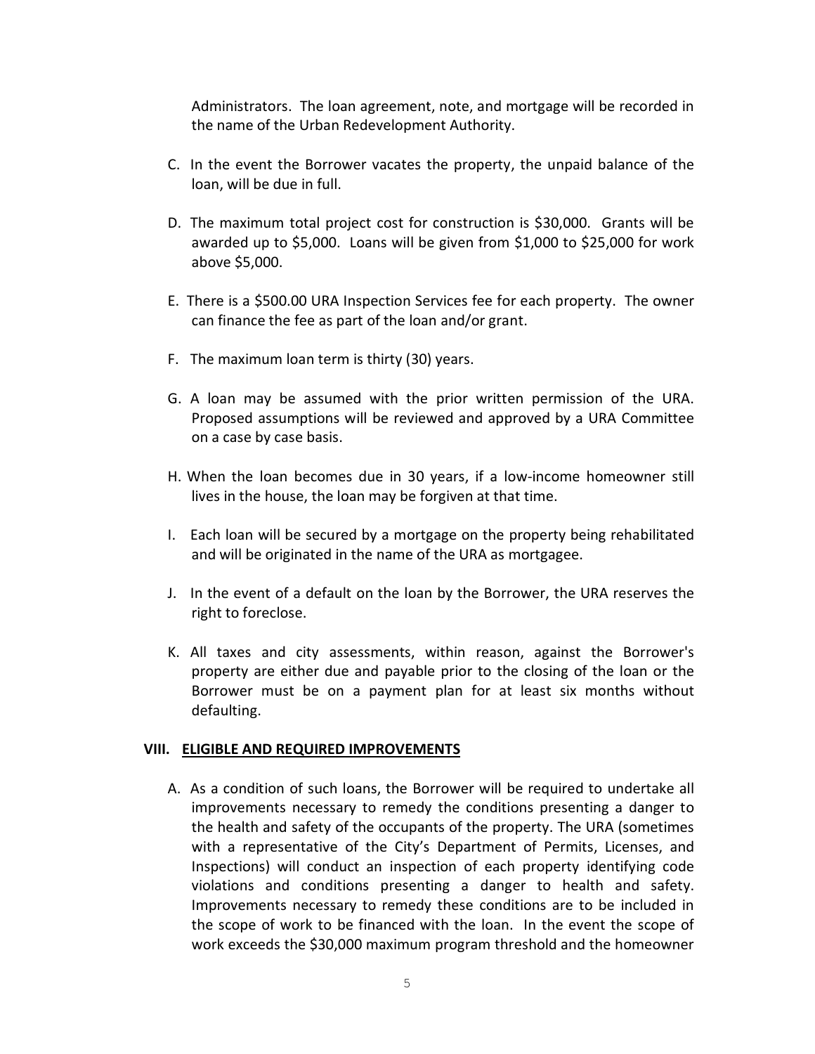Administrators. The loan agreement, note, and mortgage will be recorded in the name of the Urban Redevelopment Authority.

C. In the event the Borrower vacates the property, the unpaid balance of the loan, will be due in full.

D. The maximum total project cost for construction is $30,000. Grants will be awarded up to $5,000. Loans will be given from $1,000 to $25,000 for work above $5,000.

E. There is a $500.00 URA Inspection Services fee for each property. The owner can finance the fee as part of the loan and/or grant.

F. The maximum loan term is thirty (30) years.

G. A loan may be assumed with the prior written permission of the URA. Proposed assumptions will be reviewed and approved by a URA Committee on a case by case basis.

H. When the loan becomes due in 30 years, if a low-income homeowner still lives in the house, the loan may be forgiven at that time.

I. Each loan will be secured by a mortgage on the property being rehabilitated and will be originated in the name of the URA as mortgagee.

J. In the event of a default on the loan by the Borrower, the URA reserves the right to foreclose.

K. All taxes and city assessments, within reason, against the Borrower's property are either due and payable prior to the closing of the loan or the Borrower must be on a payment plan for at least six months without defaulting.

## VIII. ELIGIBLE AND REQUIRED IMPROVEMENTS

A. As a condition of such loans, the Borrower will be required to undertake all improvements necessary to remedy the conditions presenting a danger to the health and safety of the occupants of the property. The URA (sometimes with a representative of the City's Department of Permits, Licenses, and Inspections) will conduct an inspection of each property identifying code violations and conditions presenting a danger to health and safety. Improvements necessary to remedy these conditions are to be included in the scope of work to be financed with the loan. In the event the scope of work exceeds the $30,000 maximum program threshold and the homeowner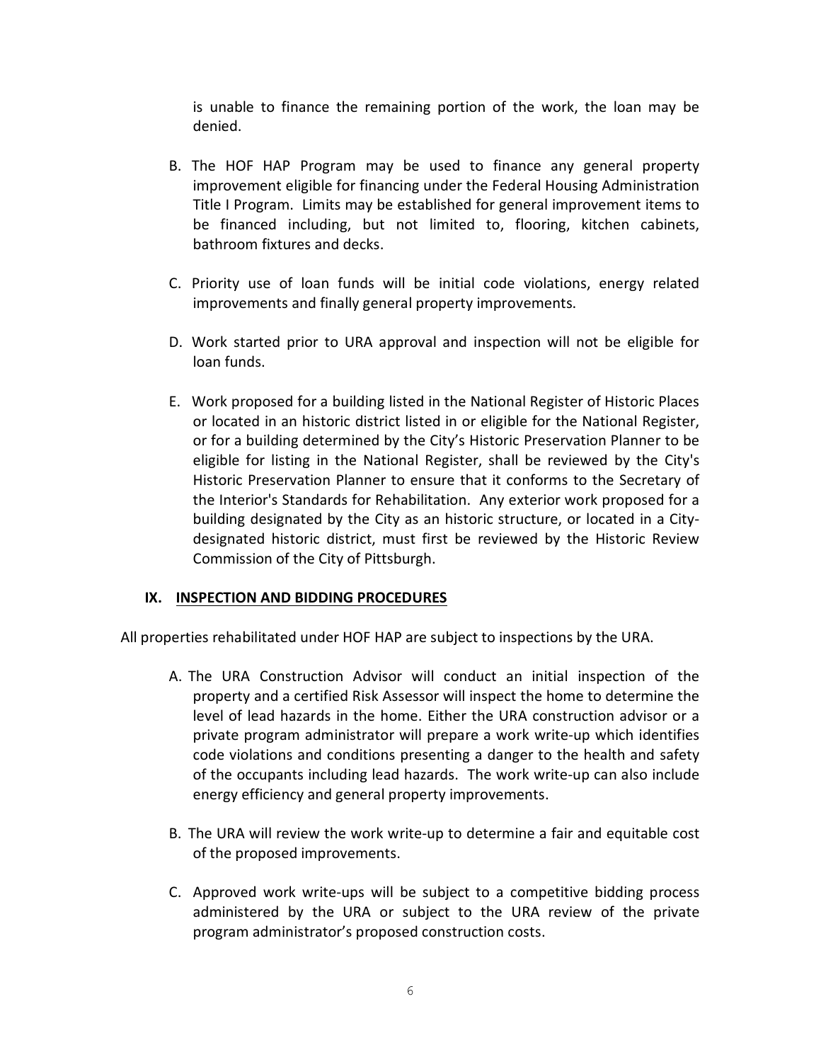is unable to finance the remaining portion of the work, the loan may be denied.

B. The HOF HAP Program may be used to finance any general property improvement eligible for financing under the Federal Housing Administration Title I Program. Limits may be established for general improvement items to be financed including, but not limited to, flooring, kitchen cabinets, bathroom fixtures and decks.

C. Priority use of loan funds will be initial code violations, energy related improvements and finally general property improvements.

D. Work started prior to URA approval and inspection will not be eligible for loan funds.

E. Work proposed for a building listed in the National Register of Historic Places or located in an historic district listed in or eligible for the National Register, or for a building determined by the City's Historic Preservation Planner to be eligible for listing in the National Register, shall be reviewed by the City's Historic Preservation Planner to ensure that it conforms to the Secretary of the Interior's Standards for Rehabilitation. Any exterior work proposed for a building designated by the City as an historic structure, or located in a City-designated historic district, must first be reviewed by the Historic Review Commission of the City of Pittsburgh.

## IX. INSPECTION AND BIDDING PROCEDURES

All properties rehabilitated under HOF HAP are subject to inspections by the URA.

A. The URA Construction Advisor will conduct an initial inspection of the property and a certified Risk Assessor will inspect the home to determine the level of lead hazards in the home. Either the URA construction advisor or a private program administrator will prepare a work write-up which identifies code violations and conditions presenting a danger to the health and safety of the occupants including lead hazards. The work write-up can also include energy efficiency and general property improvements.

B. The URA will review the work write-up to determine a fair and equitable cost of the proposed improvements.

C. Approved work write-ups will be subject to a competitive bidding process administered by the URA or subject to the URA review of the private program administrator's proposed construction costs.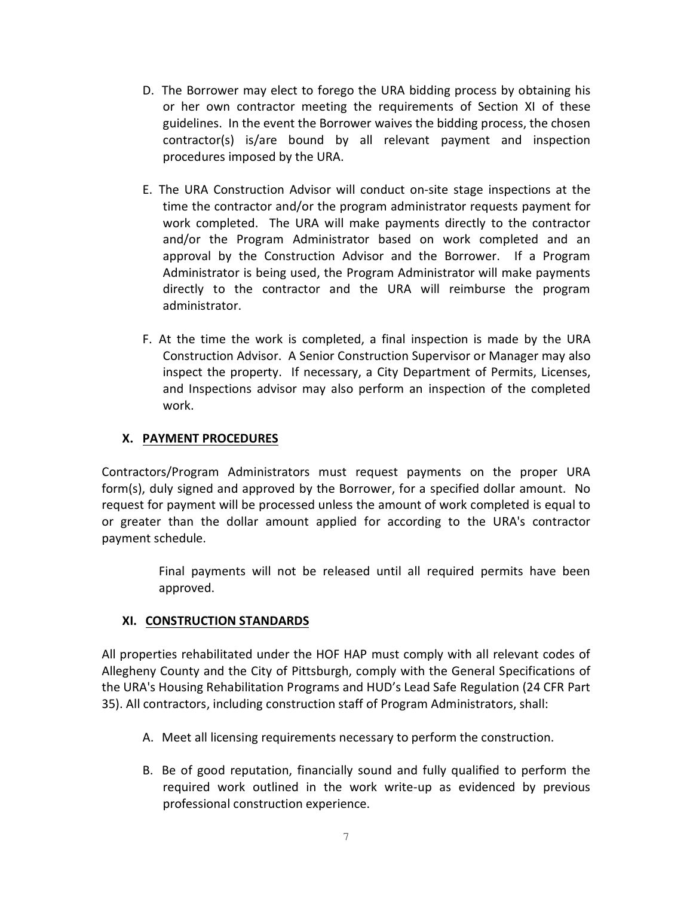D. The Borrower may elect to forego the URA bidding process by obtaining his or her own contractor meeting the requirements of Section XI of these guidelines. In the event the Borrower waives the bidding process, the chosen contractor(s) is/are bound by all relevant payment and inspection procedures imposed by the URA.

E. The URA Construction Advisor will conduct on-site stage inspections at the time the contractor and/or the program administrator requests payment for work completed. The URA will make payments directly to the contractor and/or the Program Administrator based on work completed and an approval by the Construction Advisor and the Borrower. If a Program Administrator is being used, the Program Administrator will make payments directly to the contractor and the URA will reimburse the program administrator.

F. At the time the work is completed, a final inspection is made by the URA Construction Advisor. A Senior Construction Supervisor or Manager may also inspect the property. If necessary, a City Department of Permits, Licenses, and Inspections advisor may also perform an inspection of the completed work.

## X. PAYMENT PROCEDURES

Contractors/Program Administrators must request payments on the proper URA form(s), duly signed and approved by the Borrower, for a specified dollar amount. No request for payment will be processed unless the amount of work completed is equal to or greater than the dollar amount applied for according to the URA's contractor payment schedule.

Final payments will not be released until all required permits have been approved.

## XI. CONSTRUCTION STANDARDS

All properties rehabilitated under the HOF HAP must comply with all relevant codes of Allegheny County and the City of Pittsburgh, comply with the General Specifications of the URA's Housing Rehabilitation Programs and HUD's Lead Safe Regulation (24 CFR Part 35). All contractors, including construction staff of Program Administrators, shall:

A. Meet all licensing requirements necessary to perform the construction.

B. Be of good reputation, financially sound and fully qualified to perform the required work outlined in the work write-up as evidenced by previous professional construction experience.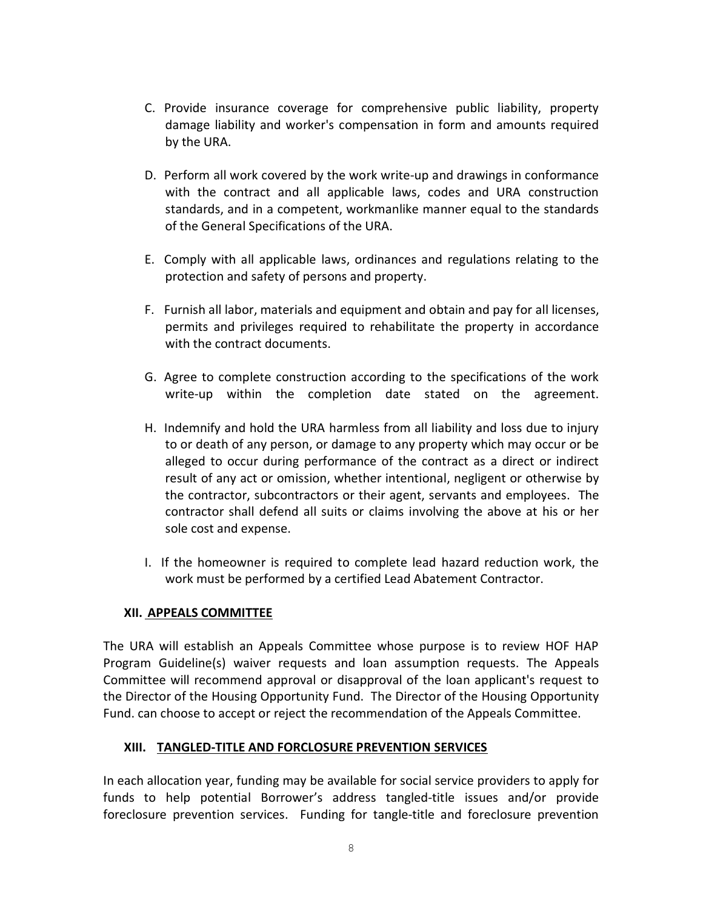C. Provide insurance coverage for comprehensive public liability, property damage liability and worker's compensation in form and amounts required by the URA.

D. Perform all work covered by the work write-up and drawings in conformance with the contract and all applicable laws, codes and URA construction standards, and in a competent, workmanlike manner equal to the standards of the General Specifications of the URA.

E. Comply with all applicable laws, ordinances and regulations relating to the protection and safety of persons and property.

F. Furnish all labor, materials and equipment and obtain and pay for all licenses, permits and privileges required to rehabilitate the property in accordance with the contract documents.

G. Agree to complete construction according to the specifications of the work write-up within the completion date stated on the agreement.

H. Indemnify and hold the URA harmless from all liability and loss due to injury to or death of any person, or damage to any property which may occur or be alleged to occur during performance of the contract as a direct or indirect result of any act or omission, whether intentional, negligent or otherwise by the contractor, subcontractors or their agent, servants and employees. The contractor shall defend all suits or claims involving the above at his or her sole cost and expense.

I. If the homeowner is required to complete lead hazard reduction work, the work must be performed by a certified Lead Abatement Contractor.

## XII. APPEALS COMMITTEE

The URA will establish an Appeals Committee whose purpose is to review HOF HAP Program Guideline(s) waiver requests and loan assumption requests. The Appeals Committee will recommend approval or disapproval of the loan applicant's request to the Director of the Housing Opportunity Fund. The Director of the Housing Opportunity Fund. can choose to accept or reject the recommendation of the Appeals Committee.

## XIII. TANGLED-TITLE AND FORCLOSURE PREVENTION SERVICES

In each allocation year, funding may be available for social service providers to apply for funds to help potential Borrower's address tangled-title issues and/or provide foreclosure prevention services. Funding for tangle-title and foreclosure prevention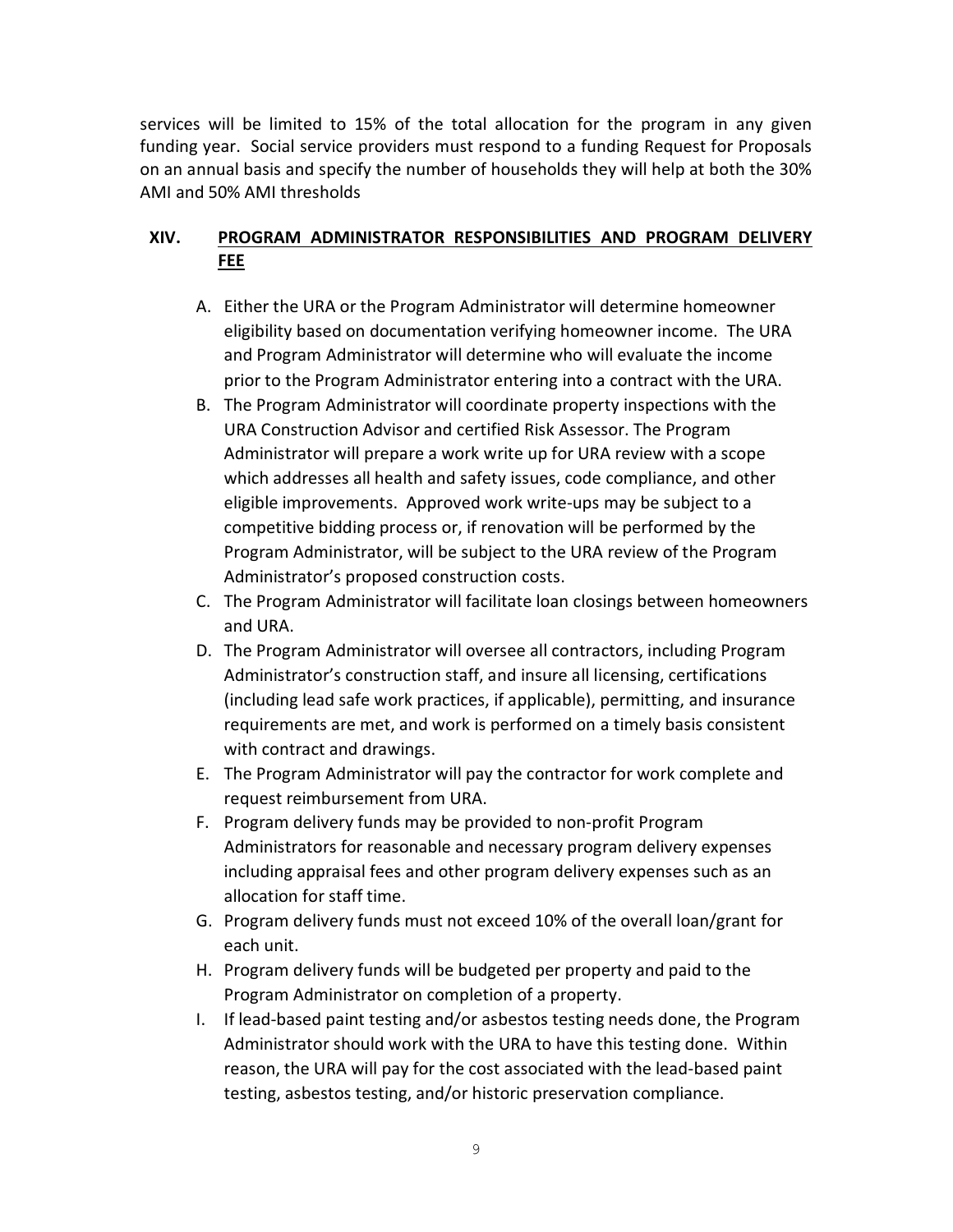services will be limited to 15% of the total allocation for the program in any given funding year. Social service providers must respond to a funding Request for Proposals on an annual basis and specify the number of households they will help at both the 30% AMI and 50% AMI thresholds

## XIV. PROGRAM ADMINISTRATOR RESPONSIBILITIES AND PROGRAM DELIVERY FEE

A. Either the URA or the Program Administrator will determine homeowner eligibility based on documentation verifying homeowner income. The URA and Program Administrator will determine who will evaluate the income prior to the Program Administrator entering into a contract with the URA.

B. The Program Administrator will coordinate property inspections with the URA Construction Advisor and certified Risk Assessor. The Program Administrator will prepare a work write up for URA review with a scope which addresses all health and safety issues, code compliance, and other eligible improvements. Approved work write-ups may be subject to a competitive bidding process or, if renovation will be performed by the Program Administrator, will be subject to the URA review of the Program Administrator's proposed construction costs.

C. The Program Administrator will facilitate loan closings between homeowners and URA.

D. The Program Administrator will oversee all contractors, including Program Administrator's construction staff, and insure all licensing, certifications (including lead safe work practices, if applicable), permitting, and insurance requirements are met, and work is performed on a timely basis consistent with contract and drawings.

E. The Program Administrator will pay the contractor for work complete and request reimbursement from URA.

F. Program delivery funds may be provided to non-profit Program Administrators for reasonable and necessary program delivery expenses including appraisal fees and other program delivery expenses such as an allocation for staff time.

G. Program delivery funds must not exceed 10% of the overall loan/grant for each unit.

H. Program delivery funds will be budgeted per property and paid to the Program Administrator on completion of a property.

I. If lead-based paint testing and/or asbestos testing needs done, the Program Administrator should work with the URA to have this testing done. Within reason, the URA will pay for the cost associated with the lead-based paint testing, asbestos testing, and/or historic preservation compliance.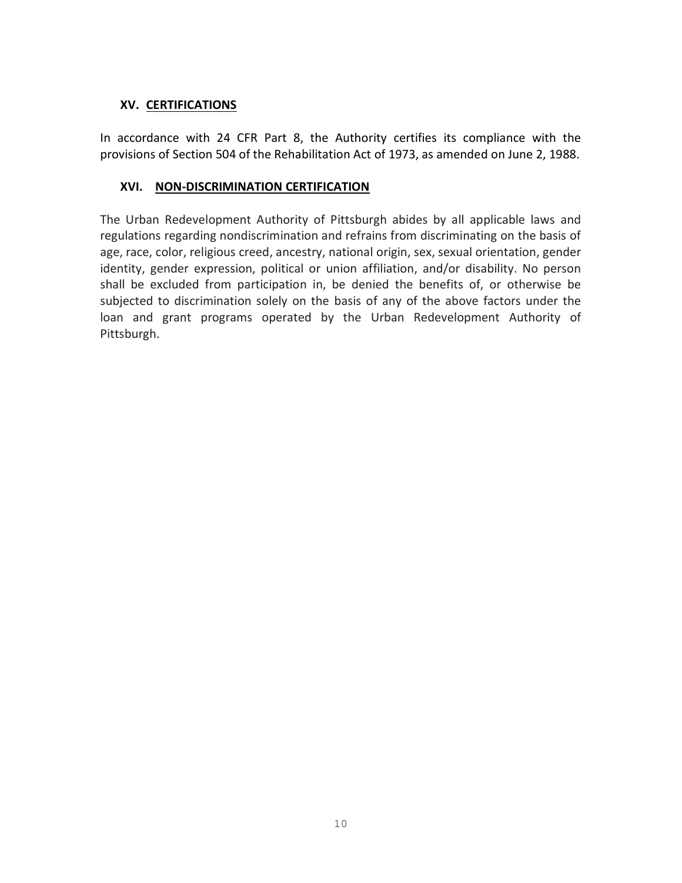## XV. CERTIFICATIONS

In accordance with 24 CFR Part 8, the Authority certifies its compliance with the provisions of Section 504 of the Rehabilitation Act of 1973, as amended on June 2, 1988.

## XVI. NON-DISCRIMINATION CERTIFICATION

The Urban Redevelopment Authority of Pittsburgh abides by all applicable laws and regulations regarding nondiscrimination and refrains from discriminating on the basis of age, race, color, religious creed, ancestry, national origin, sex, sexual orientation, gender identity, gender expression, political or union affiliation, and/or disability. No person shall be excluded from participation in, be denied the benefits of, or otherwise be subjected to discrimination solely on the basis of any of the above factors under the loan and grant programs operated by the Urban Redevelopment Authority of Pittsburgh.